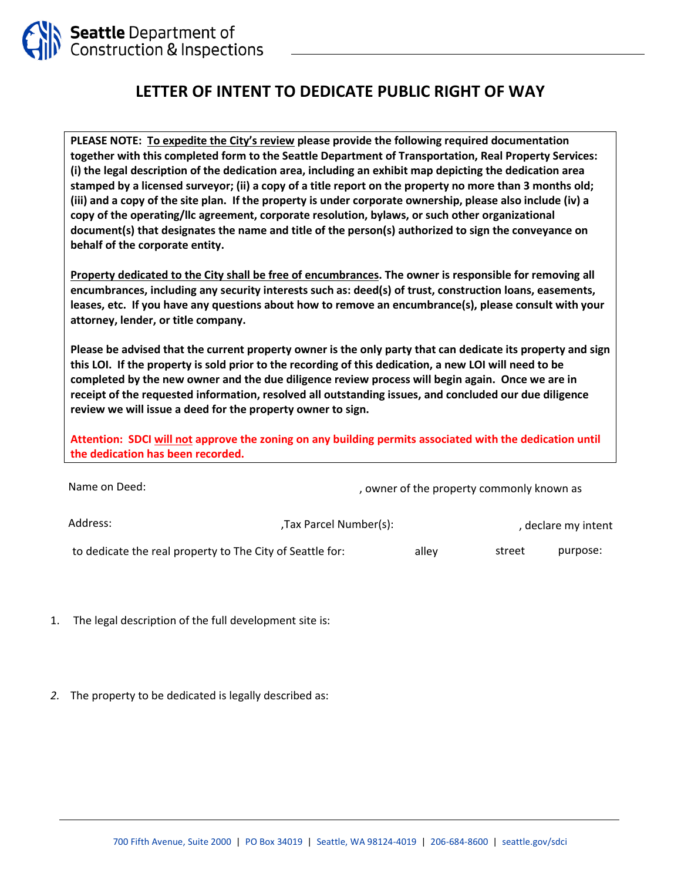Seattle Department of Construction & Inspections

# LETTER OF INTENT TO DEDICATE PUBLIC RIGHT OF WAY

**PLEASE NOTE: To expedite the City's review please provide the following required documentation together with this completed form to the Seattle Department of Transportation, Real Property Services: (i) the legal description of the dedication area, including an exhibit map depicting the dedication area stamped by a licensed surveyor; (ii) a copy of a title report on the property no more than 3 months old; (iii) and a copy of the site plan. If the property is under corporate ownership, please also include (iv) a copy of the operating/llc agreement, corporate resolution, bylaws, or such other organizational document(s) that designates the name and title of the person(s) authorized to sign the conveyance on behalf of the corporate entity.**

**Property dedicated to the City shall be free of encumbrances. The owner is responsible for removing all encumbrances, including any security interests such as: deed(s) of trust, construction loans, easements, leases, etc. If you have any questions about how to remove an encumbrance(s), please consult with your attorney, lender, or title company.**

**Please be advised that the current property owner is the only party that can dedicate its property and sign this LOI. If the property is sold prior to the recording of this dedication, a new LOI will need to be completed by the new owner and the due diligence review process will begin again. Once we are in receipt of the requested information, resolved all outstanding issues, and concluded our due diligence review we will issue a deed for the property owner to sign.**

**Attention: SDCI will not approve the zoning on any building permits associated with the dedication until the dedication has been recorded.**

Name on Deed: , owner of the property commonly known as

Address: ,Tax Parcel Number(s): , declare my intent

to dedicate the real property to The City of Seattle for: alley street purpose:

1. The legal description of the full development site is:

2. The property to be dedicated is legally described as: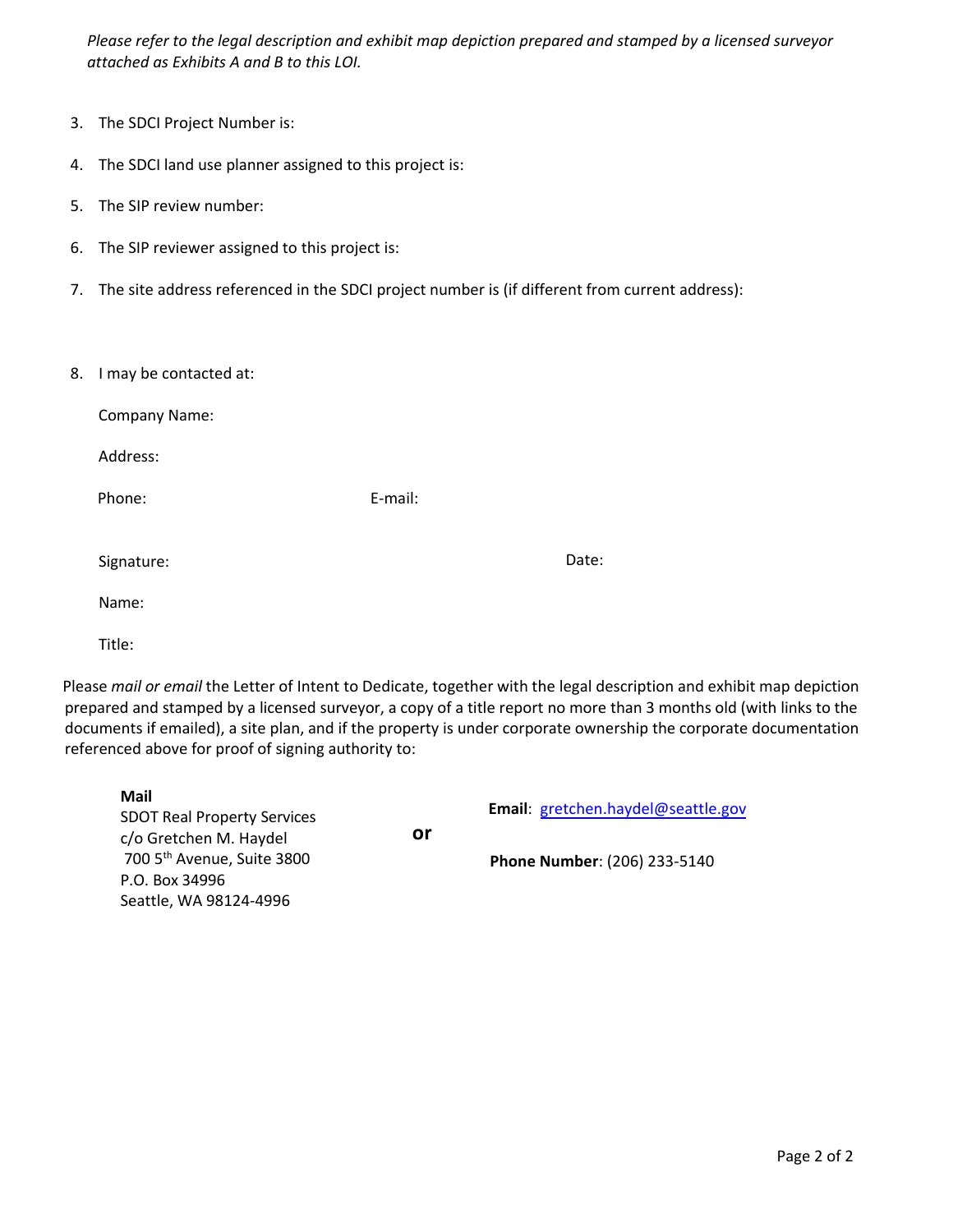*Please refer to the legal description and exhibit map depiction prepared and stamped by a licensed surveyor attached as Exhibits A and B to this LOI.*

3. The SDCI Project Number is:
4. The SDCI land use planner assigned to this project is:
5. The SIP review number:
6. The SIP reviewer assigned to this project is:
7. The site address referenced in the SDCI project number is (if different from current address):
8. I may be contacted at:

   Company Name:

   Address:

   Phone: E-mail:

   Signature: Date:

   Name:

   Title:

Please *mail or email* the Letter of Intent to Dedicate, together with the legal description and exhibit map depiction prepared and stamped by a licensed surveyor, a copy of a title report no more than 3 months old (with links to the documents if emailed), a site plan, and if the property is under corporate ownership the corporate documentation referenced above for proof of signing authority to:

**Mail**
SDOT Real Property Services
c/o Gretchen M. Haydel
700 5th Avenue, Suite 3800
P.O. Box 34996
Seattle, WA 98124-4996

**or**

**Email**: gretchen.haydel@seattle.gov

**Phone Number**: (206) 233-5140